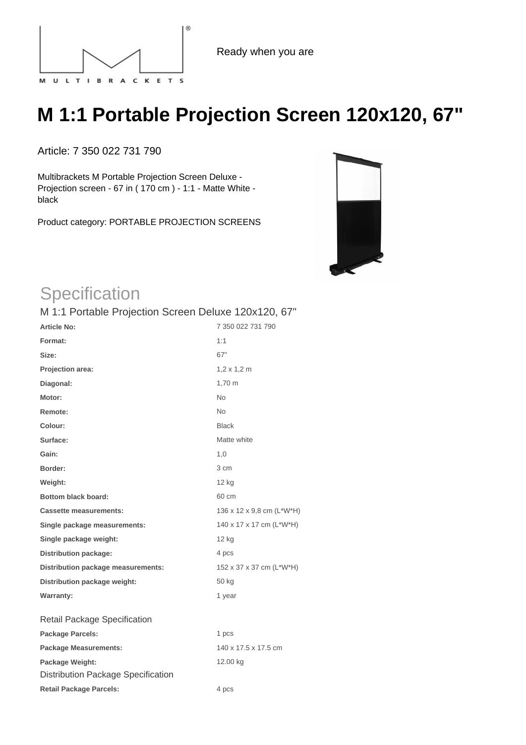Ready when you are

# M 1:1 Portable Projection Screen 120x120, 67"

Article: 7 350 022 731 790

Multibrackets M Portable Projection Screen Deluxe - Projection screen - 67 in ( 170 cm ) - 1:1 - Matte White - black

Product category: PORTABLE PROJECTION SCREENS

## Specification

### M 1:1 Portable Projection Screen Deluxe 120x120, 67"

| | |
|---|---|
| **Article No:** | 7 350 022 731 790 |
| **Format:** | 1:1 |
| **Size:** | 67" |
| **Projection area:** | 1,2 x 1,2 m |
| **Diagonal:** | 1,70 m |
| **Motor:** | No |
| **Remote:** | No |
| **Colour:** | Black |
| **Surface:** | Matte white |
| **Gain:** | 1,0 |
| **Border:** | 3 cm |
| **Weight:** | 12 kg |
| **Bottom black board:** | 60 cm |
| **Cassette measurements:** | 136 x 12 x 9,8 cm (L*W*H) |
| **Single package measurements:** | 140 x 17 x 17 cm (L*W*H) |
| **Single package weight:** | 12 kg |
| **Distribution package:** | 4 pcs |
| **Distribution package measurements:** | 152 x 37 x 37 cm (L*W*H) |
| **Distribution package weight:** | 50 kg |
| **Warranty:** | 1 year |

### Retail Package Specification

| | |
|---|---|
| **Package Parcels:** | 1 pcs |
| **Package Measurements:** | 140 x 17.5 x 17.5 cm |
| **Package Weight:** | 12.00 kg |

### Distribution Package Specification

| | |
|---|---|
| **Retail Package Parcels:** | 4 pcs |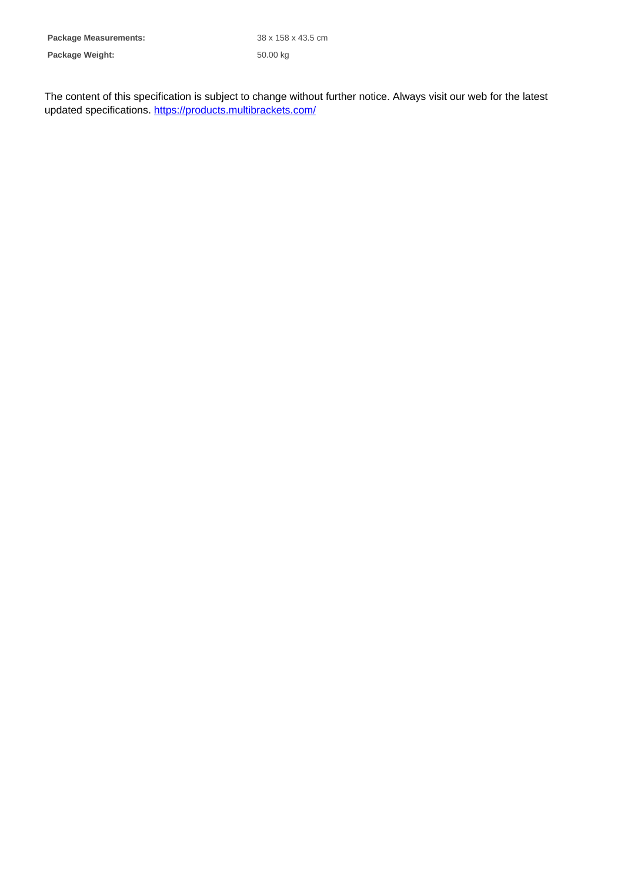| | |
|---|---|
| **Package Measurements:** | 38 x 158 x 43.5 cm |
| **Package Weight:** | 50.00 kg |

The content of this specification is subject to change without further notice. Always visit our web for the latest updated specifications. [https://products.multibrackets.com/](https://products.multibrackets.com/)